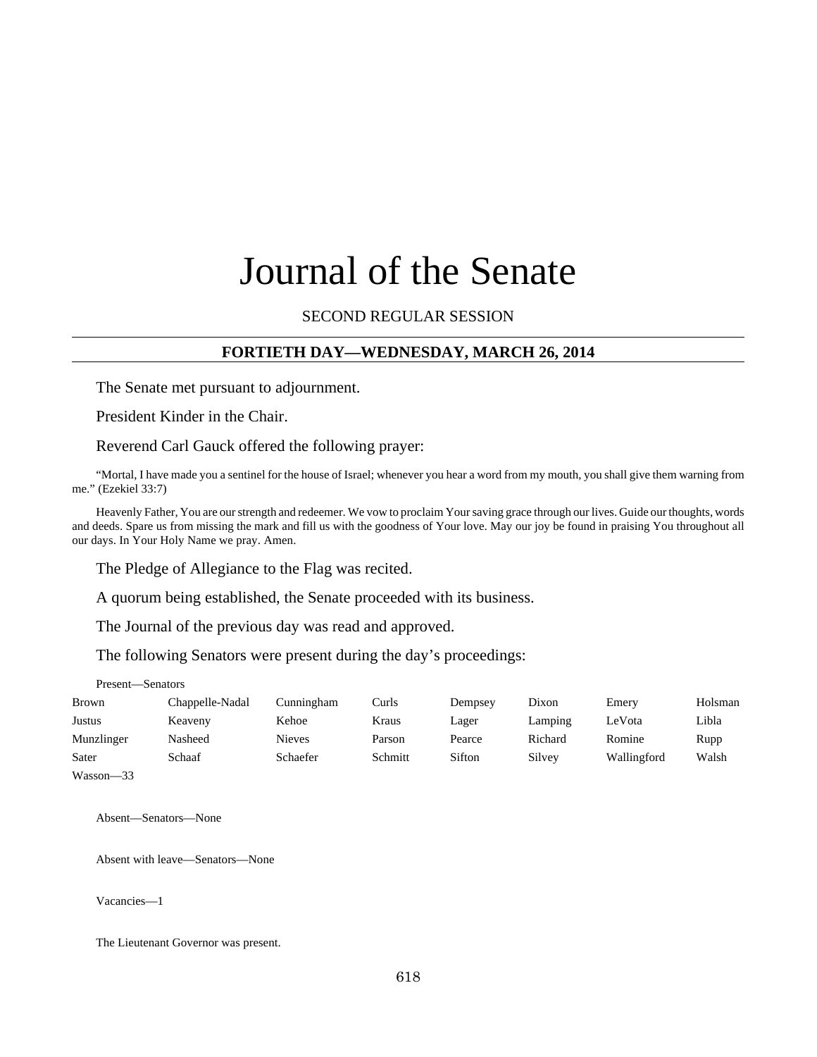# Journal of the Senate

SECOND REGULAR SESSION

## FORTIETH DAY—WEDNESDAY, MARCH 26, 2014

The Senate met pursuant to adjournment.

President Kinder in the Chair.

Reverend Carl Gauck offered the following prayer:

"Mortal, I have made you a sentinel for the house of Israel; whenever you hear a word from my mouth, you shall give them warning from me." (Ezekiel 33:7)

Heavenly Father, You are our strength and redeemer. We vow to proclaim Your saving grace through our lives. Guide our thoughts, words and deeds. Spare us from missing the mark and fill us with the goodness of Your love. May our joy be found in praising You throughout all our days. In Your Holy Name we pray. Amen.

The Pledge of Allegiance to the Flag was recited.

A quorum being established, the Senate proceeded with its business.

The Journal of the previous day was read and approved.

The following Senators were present during the day's proceedings:

Present—Senators

| | | | | | | | |
|---|---|---|---|---|---|---|---|
| Brown | Chappelle-Nadal | Cunningham | Curls | Dempsey | Dixon | Emery | Holsman |
| Justus | Keaveny | Kehoe | Kraus | Lager | Lamping | LeVota | Libla |
| Munzlinger | Nasheed | Nieves | Parson | Pearce | Richard | Romine | Rupp |
| Sater | Schaaf | Schaefer | Schmitt | Sifton | Silvey | Wallingford | Walsh |
| Wasson—33 | | | | | | | |

Absent—Senators—None

Absent with leave—Senators—None

Vacancies—1

The Lieutenant Governor was present.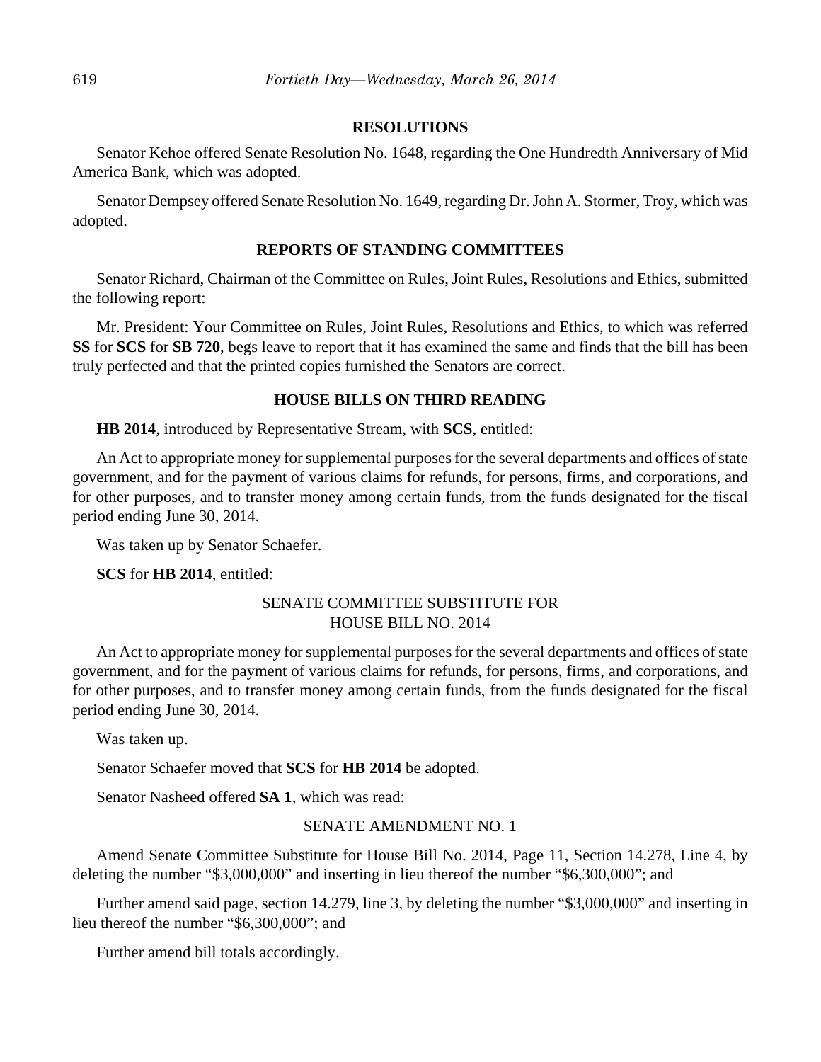## RESOLUTIONS

Senator Kehoe offered Senate Resolution No. 1648, regarding the One Hundredth Anniversary of Mid America Bank, which was adopted.

Senator Dempsey offered Senate Resolution No. 1649, regarding Dr. John A. Stormer, Troy, which was adopted.

## REPORTS OF STANDING COMMITTEES

Senator Richard, Chairman of the Committee on Rules, Joint Rules, Resolutions and Ethics, submitted the following report:

Mr. President: Your Committee on Rules, Joint Rules, Resolutions and Ethics, to which was referred **SS** for **SCS** for **SB 720**, begs leave to report that it has examined the same and finds that the bill has been truly perfected and that the printed copies furnished the Senators are correct.

## HOUSE BILLS ON THIRD READING

**HB 2014**, introduced by Representative Stream, with **SCS**, entitled:

An Act to appropriate money for supplemental purposes for the several departments and offices of state government, and for the payment of various claims for refunds, for persons, firms, and corporations, and for other purposes, and to transfer money among certain funds, from the funds designated for the fiscal period ending June 30, 2014.

Was taken up by Senator Schaefer.

**SCS** for **HB 2014**, entitled:

SENATE COMMITTEE SUBSTITUTE FOR
HOUSE BILL NO. 2014

An Act to appropriate money for supplemental purposes for the several departments and offices of state government, and for the payment of various claims for refunds, for persons, firms, and corporations, and for other purposes, and to transfer money among certain funds, from the funds designated for the fiscal period ending June 30, 2014.

Was taken up.

Senator Schaefer moved that **SCS** for **HB 2014** be adopted.

Senator Nasheed offered **SA 1**, which was read:

SENATE AMENDMENT NO. 1

Amend Senate Committee Substitute for House Bill No. 2014, Page 11, Section 14.278, Line 4, by deleting the number "$3,000,000" and inserting in lieu thereof the number "$6,300,000"; and

Further amend said page, section 14.279, line 3, by deleting the number "$3,000,000" and inserting in lieu thereof the number "$6,300,000"; and

Further amend bill totals accordingly.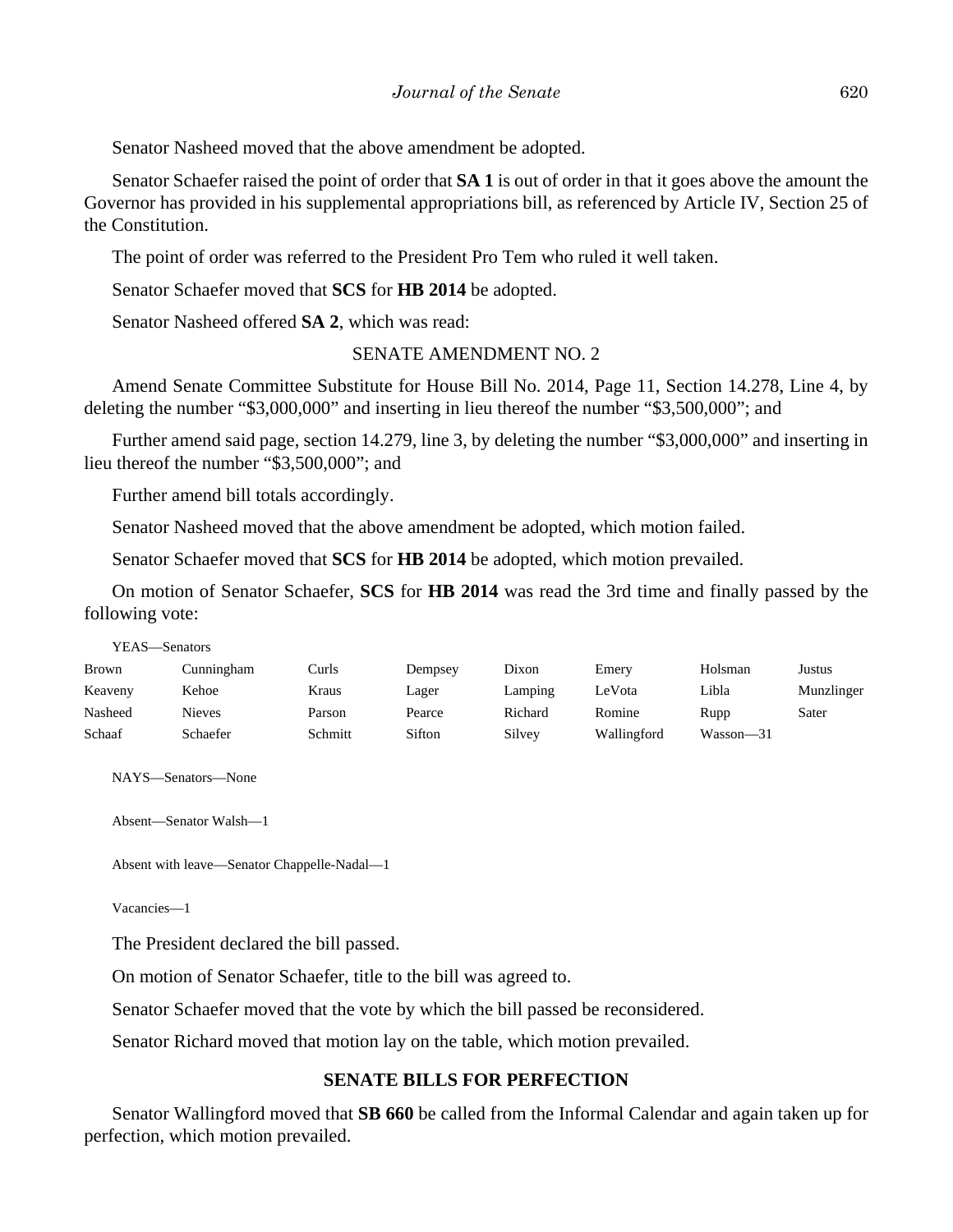Senator Nasheed moved that the above amendment be adopted.

Senator Schaefer raised the point of order that **SA 1** is out of order in that it goes above the amount the Governor has provided in his supplemental appropriations bill, as referenced by Article IV, Section 25 of the Constitution.

The point of order was referred to the President Pro Tem who ruled it well taken.

Senator Schaefer moved that **SCS** for **HB 2014** be adopted.

Senator Nasheed offered **SA 2**, which was read:

SENATE AMENDMENT NO. 2

Amend Senate Committee Substitute for House Bill No. 2014, Page 11, Section 14.278, Line 4, by deleting the number "$3,000,000" and inserting in lieu thereof the number "$3,500,000"; and

Further amend said page, section 14.279, line 3, by deleting the number "$3,000,000" and inserting in lieu thereof the number "$3,500,000"; and

Further amend bill totals accordingly.

Senator Nasheed moved that the above amendment be adopted, which motion failed.

Senator Schaefer moved that **SCS** for **HB 2014** be adopted, which motion prevailed.

On motion of Senator Schaefer, **SCS** for **HB 2014** was read the 3rd time and finally passed by the following vote:

YEAS—Senators

| | | | | | | | |
|---|---|---|---|---|---|---|---|
| Brown | Cunningham | Curls | Dempsey | Dixon | Emery | Holsman | Justus |
| Keaveny | Kehoe | Kraus | Lager | Lamping | LeVota | Libla | Munzlinger |
| Nasheed | Nieves | Parson | Pearce | Richard | Romine | Rupp | Sater |
| Schaaf | Schaefer | Schmitt | Sifton | Silvey | Wallingford | Wasson—31 | |

NAYS—Senators—None

Absent—Senator Walsh—1

Absent with leave—Senator Chappelle-Nadal—1

Vacancies—1

The President declared the bill passed.

On motion of Senator Schaefer, title to the bill was agreed to.

Senator Schaefer moved that the vote by which the bill passed be reconsidered.

Senator Richard moved that motion lay on the table, which motion prevailed.

## SENATE BILLS FOR PERFECTION

Senator Wallingford moved that **SB 660** be called from the Informal Calendar and again taken up for perfection, which motion prevailed.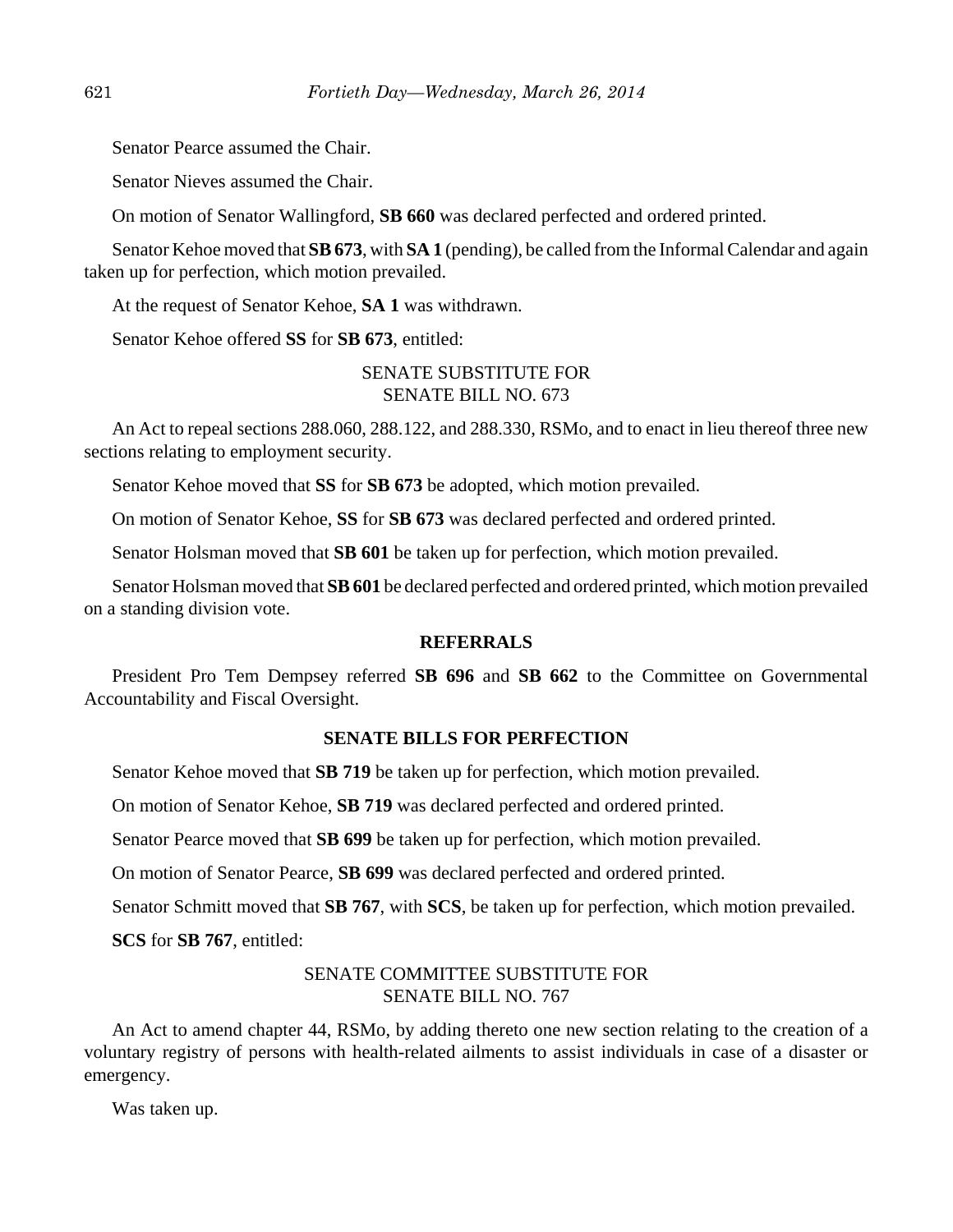Senator Pearce assumed the Chair.

Senator Nieves assumed the Chair.

On motion of Senator Wallingford, **SB 660** was declared perfected and ordered printed.

Senator Kehoe moved that **SB 673**, with **SA 1** (pending), be called from the Informal Calendar and again taken up for perfection, which motion prevailed.

At the request of Senator Kehoe, **SA 1** was withdrawn.

Senator Kehoe offered **SS** for **SB 673**, entitled:

SENATE SUBSTITUTE FOR
SENATE BILL NO. 673

An Act to repeal sections 288.060, 288.122, and 288.330, RSMo, and to enact in lieu thereof three new sections relating to employment security.

Senator Kehoe moved that **SS** for **SB 673** be adopted, which motion prevailed.

On motion of Senator Kehoe, **SS** for **SB 673** was declared perfected and ordered printed.

Senator Holsman moved that **SB 601** be taken up for perfection, which motion prevailed.

Senator Holsman moved that **SB 601** be declared perfected and ordered printed, which motion prevailed on a standing division vote.

## REFERRALS

President Pro Tem Dempsey referred **SB 696** and **SB 662** to the Committee on Governmental Accountability and Fiscal Oversight.

## SENATE BILLS FOR PERFECTION

Senator Kehoe moved that **SB 719** be taken up for perfection, which motion prevailed.

On motion of Senator Kehoe, **SB 719** was declared perfected and ordered printed.

Senator Pearce moved that **SB 699** be taken up for perfection, which motion prevailed.

On motion of Senator Pearce, **SB 699** was declared perfected and ordered printed.

Senator Schmitt moved that **SB 767**, with **SCS**, be taken up for perfection, which motion prevailed.

**SCS** for **SB 767**, entitled:

SENATE COMMITTEE SUBSTITUTE FOR
SENATE BILL NO. 767

An Act to amend chapter 44, RSMo, by adding thereto one new section relating to the creation of a voluntary registry of persons with health-related ailments to assist individuals in case of a disaster or emergency.

Was taken up.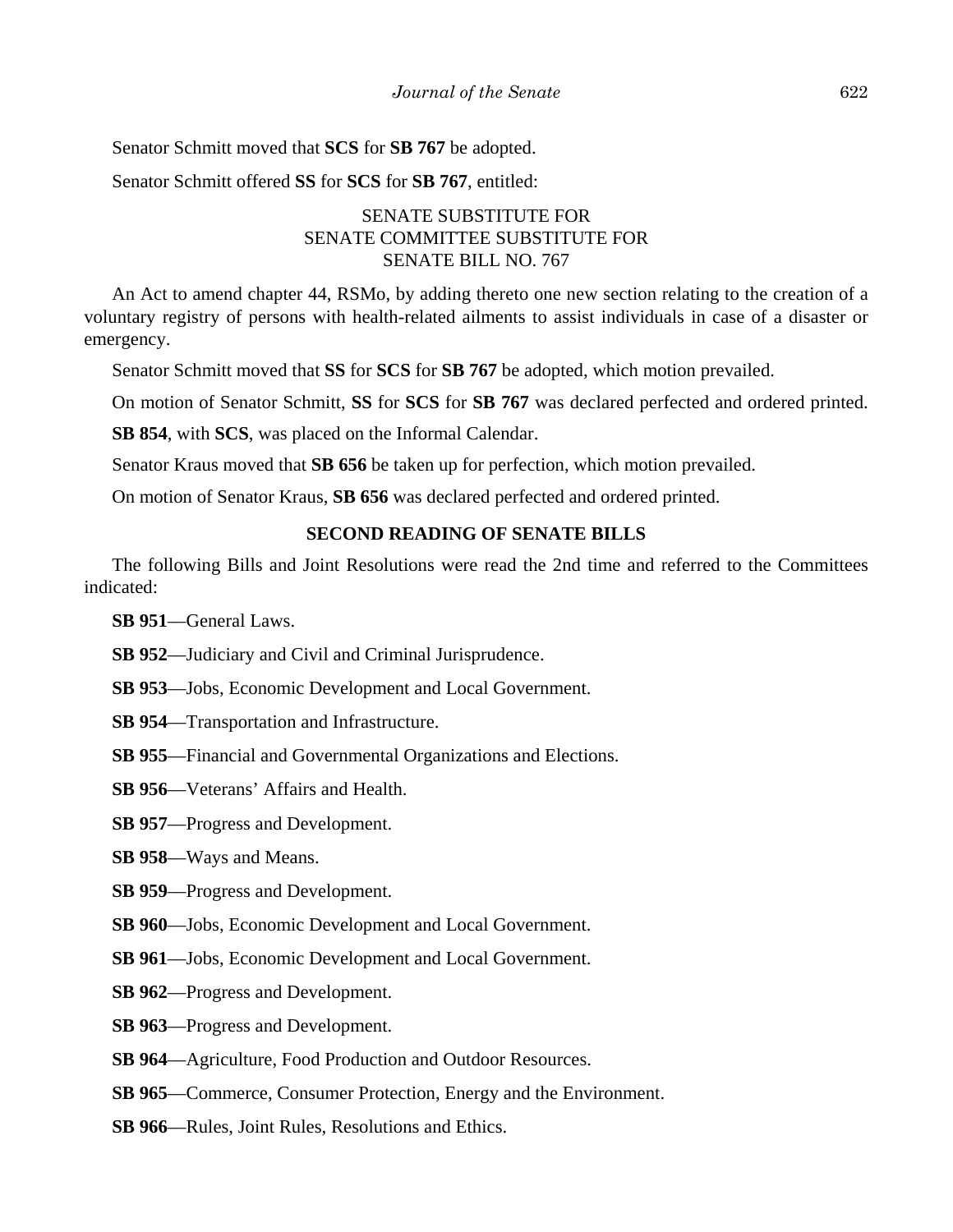Senator Schmitt moved that **SCS** for **SB 767** be adopted.

Senator Schmitt offered **SS** for **SCS** for **SB 767**, entitled:

SENATE SUBSTITUTE FOR
SENATE COMMITTEE SUBSTITUTE FOR
SENATE BILL NO. 767

An Act to amend chapter 44, RSMo, by adding thereto one new section relating to the creation of a voluntary registry of persons with health-related ailments to assist individuals in case of a disaster or emergency.

Senator Schmitt moved that **SS** for **SCS** for **SB 767** be adopted, which motion prevailed.

On motion of Senator Schmitt, **SS** for **SCS** for **SB 767** was declared perfected and ordered printed.

**SB 854**, with **SCS**, was placed on the Informal Calendar.

Senator Kraus moved that **SB 656** be taken up for perfection, which motion prevailed.

On motion of Senator Kraus, **SB 656** was declared perfected and ordered printed.

## SECOND READING OF SENATE BILLS

The following Bills and Joint Resolutions were read the 2nd time and referred to the Committees indicated:

**SB 951**—General Laws.

**SB 952**—Judiciary and Civil and Criminal Jurisprudence.

**SB 953**—Jobs, Economic Development and Local Government.

**SB 954**—Transportation and Infrastructure.

**SB 955**—Financial and Governmental Organizations and Elections.

**SB 956**—Veterans' Affairs and Health.

**SB 957**—Progress and Development.

**SB 958**—Ways and Means.

**SB 959**—Progress and Development.

**SB 960**—Jobs, Economic Development and Local Government.

**SB 961**—Jobs, Economic Development and Local Government.

**SB 962**—Progress and Development.

**SB 963**—Progress and Development.

**SB 964**—Agriculture, Food Production and Outdoor Resources.

**SB 965**—Commerce, Consumer Protection, Energy and the Environment.

**SB 966**—Rules, Joint Rules, Resolutions and Ethics.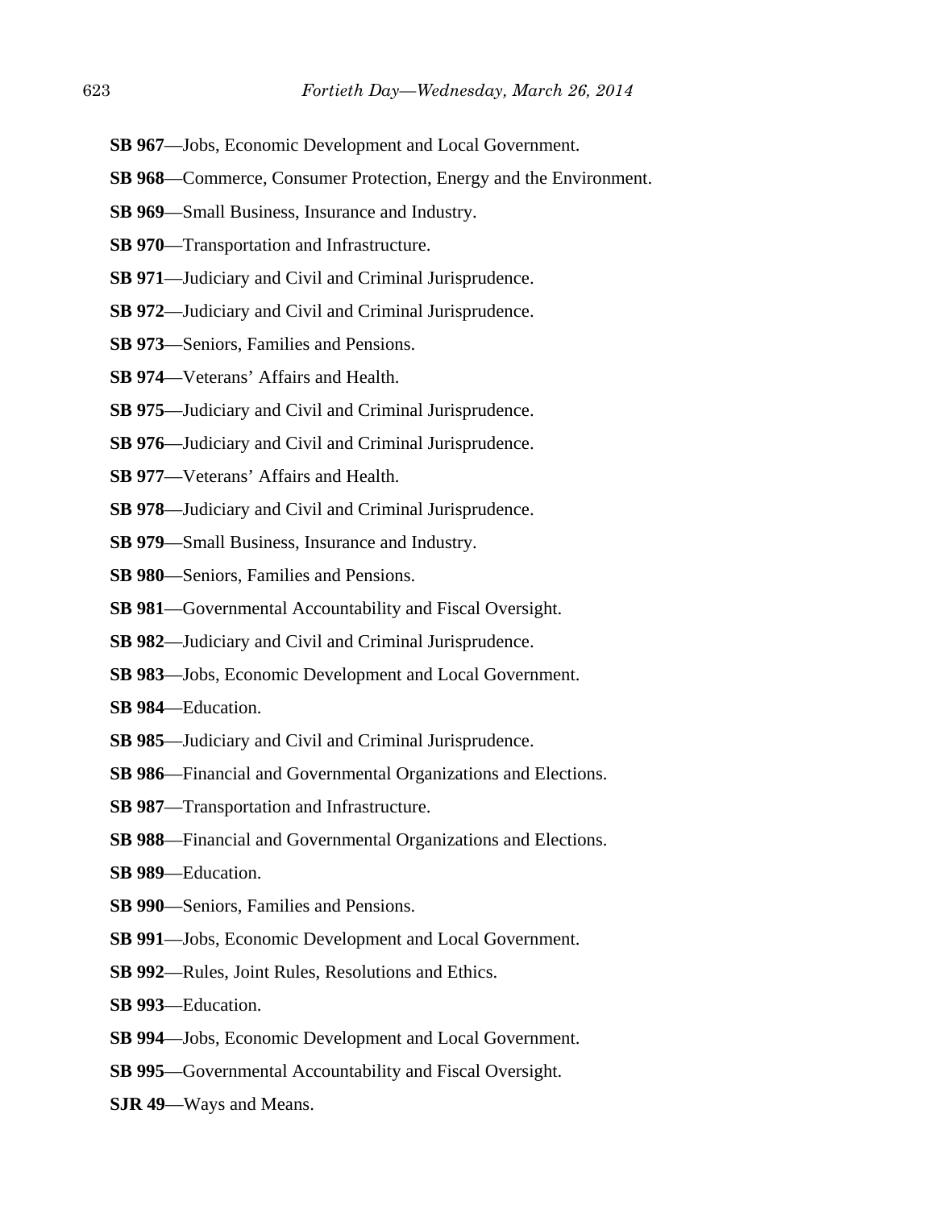**SB 967**—Jobs, Economic Development and Local Government.

**SB 968**—Commerce, Consumer Protection, Energy and the Environment.

**SB 969**—Small Business, Insurance and Industry.

**SB 970**—Transportation and Infrastructure.

**SB 971**—Judiciary and Civil and Criminal Jurisprudence.

**SB 972**—Judiciary and Civil and Criminal Jurisprudence.

**SB 973**—Seniors, Families and Pensions.

**SB 974**—Veterans' Affairs and Health.

**SB 975**—Judiciary and Civil and Criminal Jurisprudence.

**SB 976**—Judiciary and Civil and Criminal Jurisprudence.

**SB 977**—Veterans' Affairs and Health.

**SB 978**—Judiciary and Civil and Criminal Jurisprudence.

**SB 979**—Small Business, Insurance and Industry.

**SB 980**—Seniors, Families and Pensions.

**SB 981**—Governmental Accountability and Fiscal Oversight.

**SB 982**—Judiciary and Civil and Criminal Jurisprudence.

**SB 983**—Jobs, Economic Development and Local Government.

**SB 984**—Education.

**SB 985**—Judiciary and Civil and Criminal Jurisprudence.

**SB 986**—Financial and Governmental Organizations and Elections.

**SB 987**—Transportation and Infrastructure.

**SB 988**—Financial and Governmental Organizations and Elections.

**SB 989**—Education.

**SB 990**—Seniors, Families and Pensions.

**SB 991**—Jobs, Economic Development and Local Government.

**SB 992**—Rules, Joint Rules, Resolutions and Ethics.

**SB 993**—Education.

**SB 994**—Jobs, Economic Development and Local Government.

**SB 995**—Governmental Accountability and Fiscal Oversight.

**SJR 49**—Ways and Means.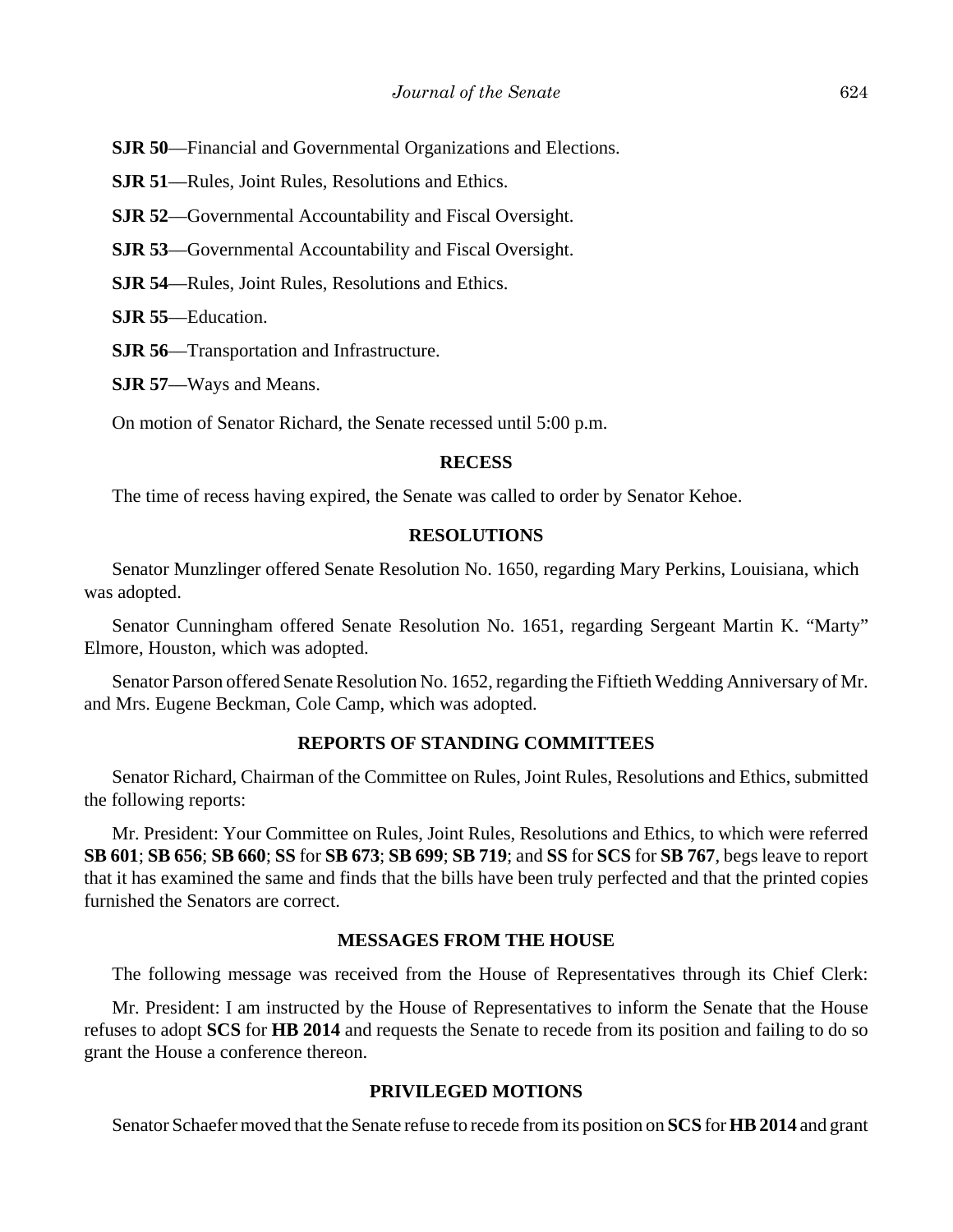**SJR 50**—Financial and Governmental Organizations and Elections.

**SJR 51**—Rules, Joint Rules, Resolutions and Ethics.

**SJR 52**—Governmental Accountability and Fiscal Oversight.

**SJR 53**—Governmental Accountability and Fiscal Oversight.

**SJR 54**—Rules, Joint Rules, Resolutions and Ethics.

**SJR 55**—Education.

**SJR 56**—Transportation and Infrastructure.

**SJR 57**—Ways and Means.

On motion of Senator Richard, the Senate recessed until 5:00 p.m.

## RECESS

The time of recess having expired, the Senate was called to order by Senator Kehoe.

## RESOLUTIONS

Senator Munzlinger offered Senate Resolution No. 1650, regarding Mary Perkins, Louisiana, which was adopted.

Senator Cunningham offered Senate Resolution No. 1651, regarding Sergeant Martin K. "Marty" Elmore, Houston, which was adopted.

Senator Parson offered Senate Resolution No. 1652, regarding the Fiftieth Wedding Anniversary of Mr. and Mrs. Eugene Beckman, Cole Camp, which was adopted.

## REPORTS OF STANDING COMMITTEES

Senator Richard, Chairman of the Committee on Rules, Joint Rules, Resolutions and Ethics, submitted the following reports:

Mr. President: Your Committee on Rules, Joint Rules, Resolutions and Ethics, to which were referred **SB 601**; **SB 656**; **SB 660**; **SS** for **SB 673**; **SB 699**; **SB 719**; and **SS** for **SCS** for **SB 767**, begs leave to report that it has examined the same and finds that the bills have been truly perfected and that the printed copies furnished the Senators are correct.

## MESSAGES FROM THE HOUSE

The following message was received from the House of Representatives through its Chief Clerk:

Mr. President: I am instructed by the House of Representatives to inform the Senate that the House refuses to adopt **SCS** for **HB 2014** and requests the Senate to recede from its position and failing to do so grant the House a conference thereon.

## PRIVILEGED MOTIONS

Senator Schaefer moved that the Senate refuse to recede from its position on **SCS** for **HB 2014** and grant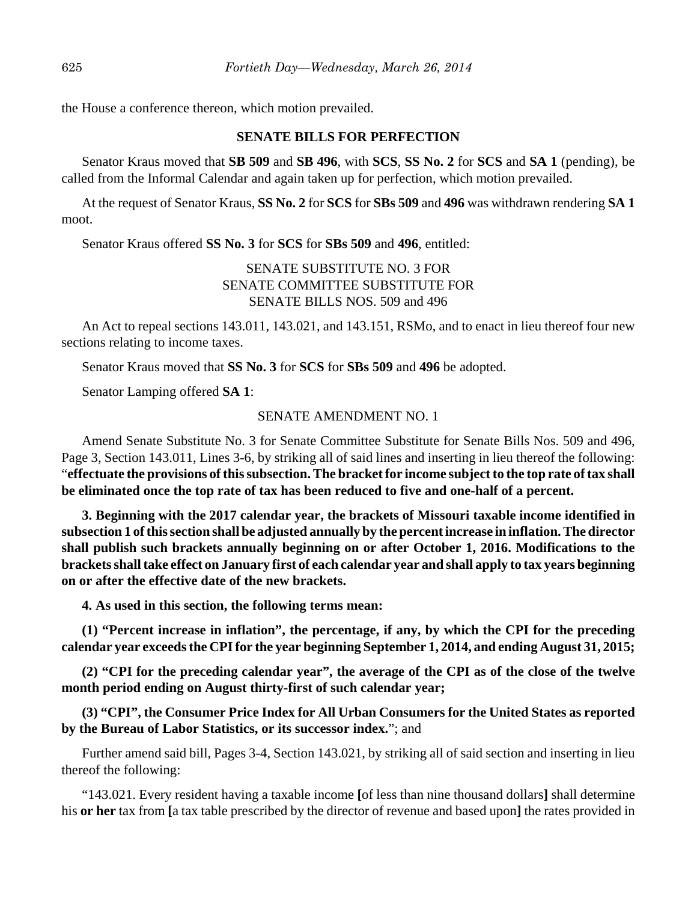the House a conference thereon, which motion prevailed.

## SENATE BILLS FOR PERFECTION

Senator Kraus moved that **SB 509** and **SB 496**, with **SCS**, **SS No. 2** for **SCS** and **SA 1** (pending), be called from the Informal Calendar and again taken up for perfection, which motion prevailed.

At the request of Senator Kraus, **SS No. 2** for **SCS** for **SBs 509** and **496** was withdrawn rendering **SA 1** moot.

Senator Kraus offered **SS No. 3** for **SCS** for **SBs 509** and **496**, entitled:

SENATE SUBSTITUTE NO. 3 FOR
SENATE COMMITTEE SUBSTITUTE FOR
SENATE BILLS NOS. 509 and 496

An Act to repeal sections 143.011, 143.021, and 143.151, RSMo, and to enact in lieu thereof four new sections relating to income taxes.

Senator Kraus moved that **SS No. 3** for **SCS** for **SBs 509** and **496** be adopted.

Senator Lamping offered **SA 1**:

SENATE AMENDMENT NO. 1

Amend Senate Substitute No. 3 for Senate Committee Substitute for Senate Bills Nos. 509 and 496, Page 3, Section 143.011, Lines 3-6, by striking all of said lines and inserting in lieu thereof the following: "**effectuate the provisions of this subsection. The bracket for income subject to the top rate of tax shall be eliminated once the top rate of tax has been reduced to five and one-half of a percent.**

**3. Beginning with the 2017 calendar year, the brackets of Missouri taxable income identified in subsection 1 of this section shall be adjusted annually by the percent increase in inflation. The director shall publish such brackets annually beginning on or after October 1, 2016. Modifications to the brackets shall take effect on January first of each calendar year and shall apply to tax years beginning on or after the effective date of the new brackets.**

**4. As used in this section, the following terms mean:**

**(1) "Percent increase in inflation", the percentage, if any, by which the CPI for the preceding calendar year exceeds the CPI for the year beginning September 1, 2014, and ending August 31, 2015;**

**(2) "CPI for the preceding calendar year", the average of the CPI as of the close of the twelve month period ending on August thirty-first of such calendar year;**

**(3) "CPI", the Consumer Price Index for All Urban Consumers for the United States as reported by the Bureau of Labor Statistics, or its successor index.**"; and

Further amend said bill, Pages 3-4, Section 143.021, by striking all of said section and inserting in lieu thereof the following:

"143.021. Every resident having a taxable income **[**of less than nine thousand dollars**]** shall determine his **or her** tax from **[**a tax table prescribed by the director of revenue and based upon**]** the rates provided in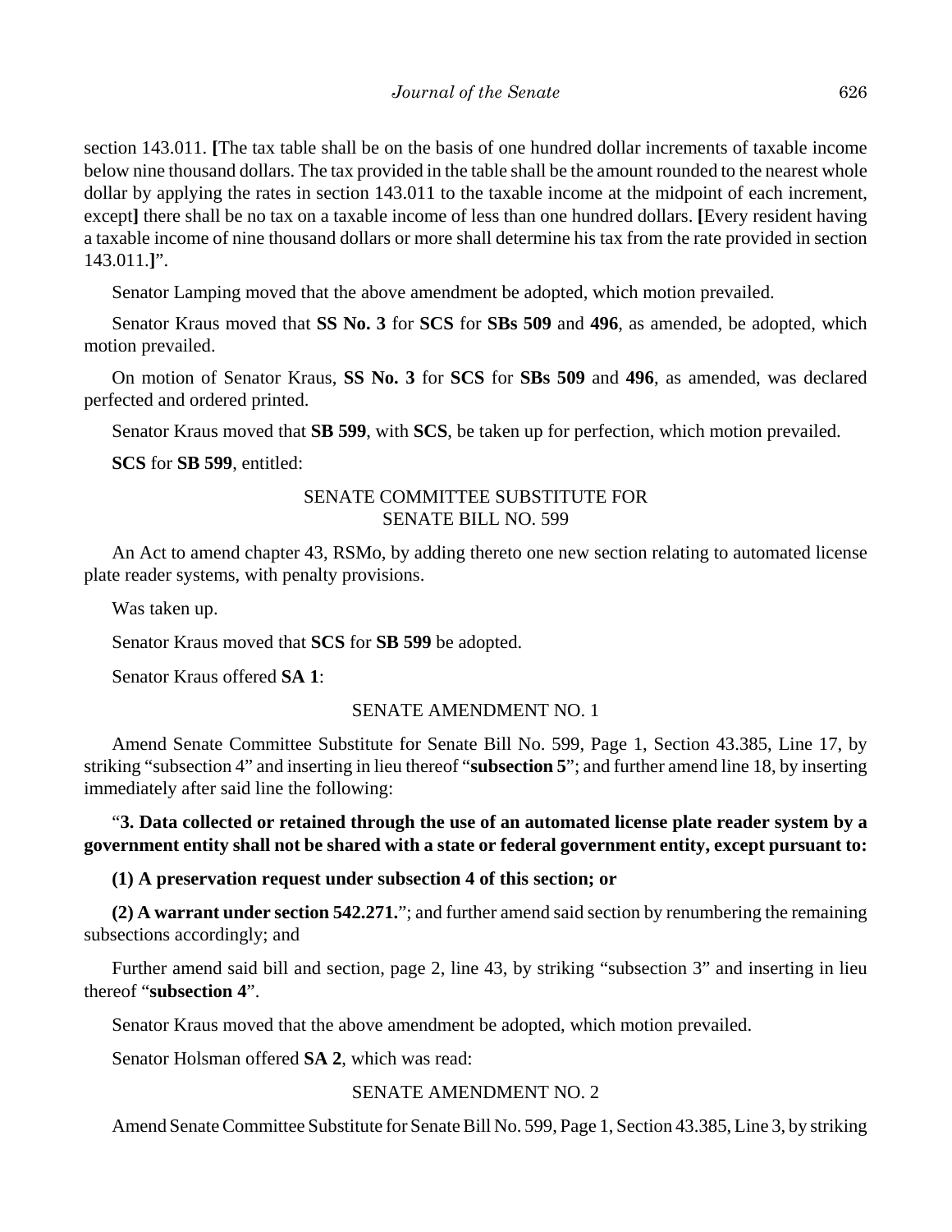section 143.011. **[**The tax table shall be on the basis of one hundred dollar increments of taxable income below nine thousand dollars. The tax provided in the table shall be the amount rounded to the nearest whole dollar by applying the rates in section 143.011 to the taxable income at the midpoint of each increment, except**]** there shall be no tax on a taxable income of less than one hundred dollars. **[**Every resident having a taxable income of nine thousand dollars or more shall determine his tax from the rate provided in section 143.011.**]**".

Senator Lamping moved that the above amendment be adopted, which motion prevailed.

Senator Kraus moved that **SS No. 3** for **SCS** for **SBs 509** and **496**, as amended, be adopted, which motion prevailed.

On motion of Senator Kraus, **SS No. 3** for **SCS** for **SBs 509** and **496**, as amended, was declared perfected and ordered printed.

Senator Kraus moved that **SB 599**, with **SCS**, be taken up for perfection, which motion prevailed.

**SCS** for **SB 599**, entitled:

SENATE COMMITTEE SUBSTITUTE FOR
SENATE BILL NO. 599

An Act to amend chapter 43, RSMo, by adding thereto one new section relating to automated license plate reader systems, with penalty provisions.

Was taken up.

Senator Kraus moved that **SCS** for **SB 599** be adopted.

Senator Kraus offered **SA 1**:

SENATE AMENDMENT NO. 1

Amend Senate Committee Substitute for Senate Bill No. 599, Page 1, Section 43.385, Line 17, by striking "subsection 4" and inserting in lieu thereof "**subsection 5**"; and further amend line 18, by inserting immediately after said line the following:

"**3. Data collected or retained through the use of an automated license plate reader system by a government entity shall not be shared with a state or federal government entity, except pursuant to:**

**(1) A preservation request under subsection 4 of this section; or**

**(2) A warrant under section 542.271.**"; and further amend said section by renumbering the remaining subsections accordingly; and

Further amend said bill and section, page 2, line 43, by striking "subsection 3" and inserting in lieu thereof "**subsection 4**".

Senator Kraus moved that the above amendment be adopted, which motion prevailed.

Senator Holsman offered **SA 2**, which was read:

SENATE AMENDMENT NO. 2

Amend Senate Committee Substitute for Senate Bill No. 599, Page 1, Section 43.385, Line 3, by striking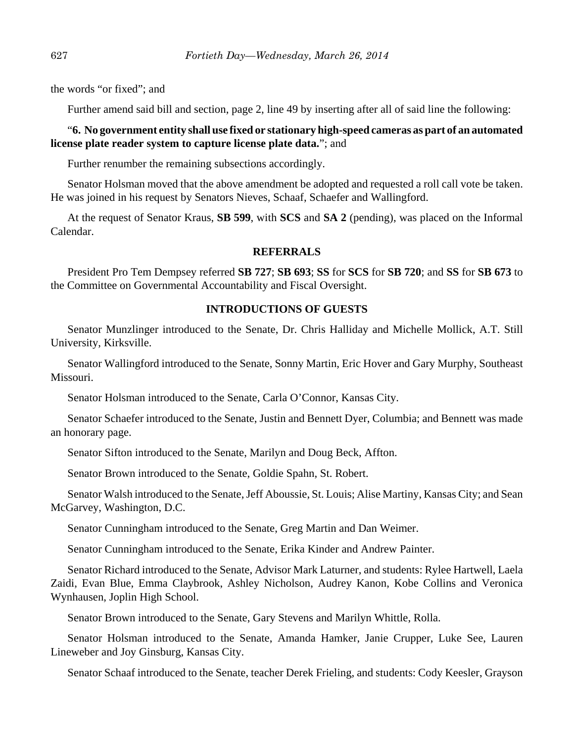the words “or fixed”; and

Further amend said bill and section, page 2, line 49 by inserting after all of said line the following:

“**6. No government entity shall use fixed or stationary high-speed cameras as part of an automated license plate reader system to capture license plate data.**”; and

Further renumber the remaining subsections accordingly.

Senator Holsman moved that the above amendment be adopted and requested a roll call vote be taken. He was joined in his request by Senators Nieves, Schaaf, Schaefer and Wallingford.

At the request of Senator Kraus, **SB 599**, with **SCS** and **SA 2** (pending), was placed on the Informal Calendar.

## REFERRALS

President Pro Tem Dempsey referred **SB 727**; **SB 693**; **SS** for **SCS** for **SB 720**; and **SS** for **SB 673** to the Committee on Governmental Accountability and Fiscal Oversight.

## INTRODUCTIONS OF GUESTS

Senator Munzlinger introduced to the Senate, Dr. Chris Halliday and Michelle Mollick, A.T. Still University, Kirksville.

Senator Wallingford introduced to the Senate, Sonny Martin, Eric Hover and Gary Murphy, Southeast Missouri.

Senator Holsman introduced to the Senate, Carla O’Connor, Kansas City.

Senator Schaefer introduced to the Senate, Justin and Bennett Dyer, Columbia; and Bennett was made an honorary page.

Senator Sifton introduced to the Senate, Marilyn and Doug Beck, Affton.

Senator Brown introduced to the Senate, Goldie Spahn, St. Robert.

Senator Walsh introduced to the Senate, Jeff Aboussie, St. Louis; Alise Martiny, Kansas City; and Sean McGarvey, Washington, D.C.

Senator Cunningham introduced to the Senate, Greg Martin and Dan Weimer.

Senator Cunningham introduced to the Senate, Erika Kinder and Andrew Painter.

Senator Richard introduced to the Senate, Advisor Mark Laturner, and students: Rylee Hartwell, Laela Zaidi, Evan Blue, Emma Claybrook, Ashley Nicholson, Audrey Kanon, Kobe Collins and Veronica Wynhausen, Joplin High School.

Senator Brown introduced to the Senate, Gary Stevens and Marilyn Whittle, Rolla.

Senator Holsman introduced to the Senate, Amanda Hamker, Janie Crupper, Luke See, Lauren Lineweber and Joy Ginsburg, Kansas City.

Senator Schaaf introduced to the Senate, teacher Derek Frieling, and students: Cody Keesler, Grayson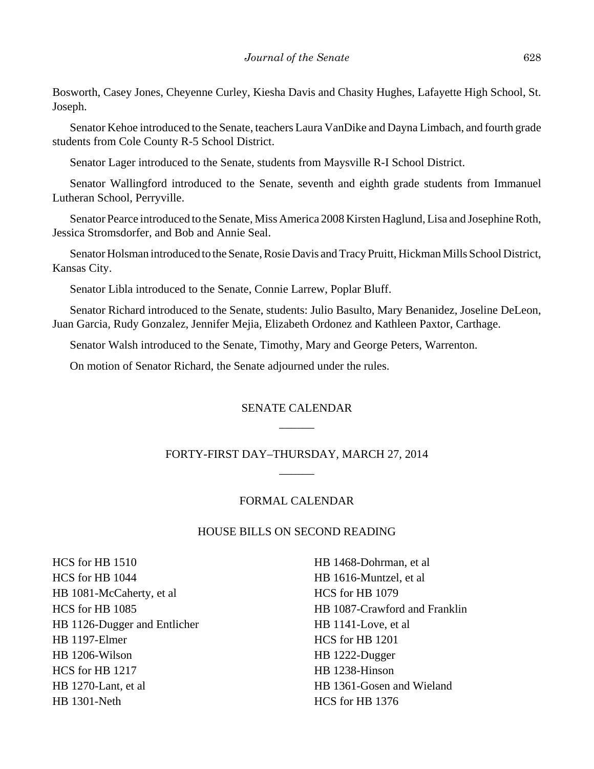Bosworth, Casey Jones, Cheyenne Curley, Kiesha Davis and Chasity Hughes, Lafayette High School, St. Joseph.

Senator Kehoe introduced to the Senate, teachers Laura VanDike and Dayna Limbach, and fourth grade students from Cole County R-5 School District.

Senator Lager introduced to the Senate, students from Maysville R-I School District.

Senator Wallingford introduced to the Senate, seventh and eighth grade students from Immanuel Lutheran School, Perryville.

Senator Pearce introduced to the Senate, Miss America 2008 Kirsten Haglund, Lisa and Josephine Roth, Jessica Stromsdorfer, and Bob and Annie Seal.

Senator Holsman introduced to the Senate, Rosie Davis and Tracy Pruitt, Hickman Mills School District, Kansas City.

Senator Libla introduced to the Senate, Connie Larrew, Poplar Bluff.

Senator Richard introduced to the Senate, students: Julio Basulto, Mary Benanidez, Joseline DeLeon, Juan Garcia, Rudy Gonzalez, Jennifer Mejia, Elizabeth Ordonez and Kathleen Paxtor, Carthage.

Senator Walsh introduced to the Senate, Timothy, Mary and George Peters, Warrenton.

On motion of Senator Richard, the Senate adjourned under the rules.

## SENATE CALENDAR

## FORTY-FIRST DAY–THURSDAY, MARCH 27, 2014

### FORMAL CALENDAR

### HOUSE BILLS ON SECOND READING

HCS for HB 1510
HCS for HB 1044
HB 1081-McCaherty, et al
HCS for HB 1085
HB 1126-Dugger and Entlicher
HB 1197-Elmer
HB 1206-Wilson
HCS for HB 1217
HB 1270-Lant, et al
HB 1301-Neth
HB 1468-Dohrman, et al
HB 1616-Muntzel, et al
HCS for HB 1079
HB 1087-Crawford and Franklin
HB 1141-Love, et al
HCS for HB 1201
HB 1222-Dugger
HB 1238-Hinson
HB 1361-Gosen and Wieland
HCS for HB 1376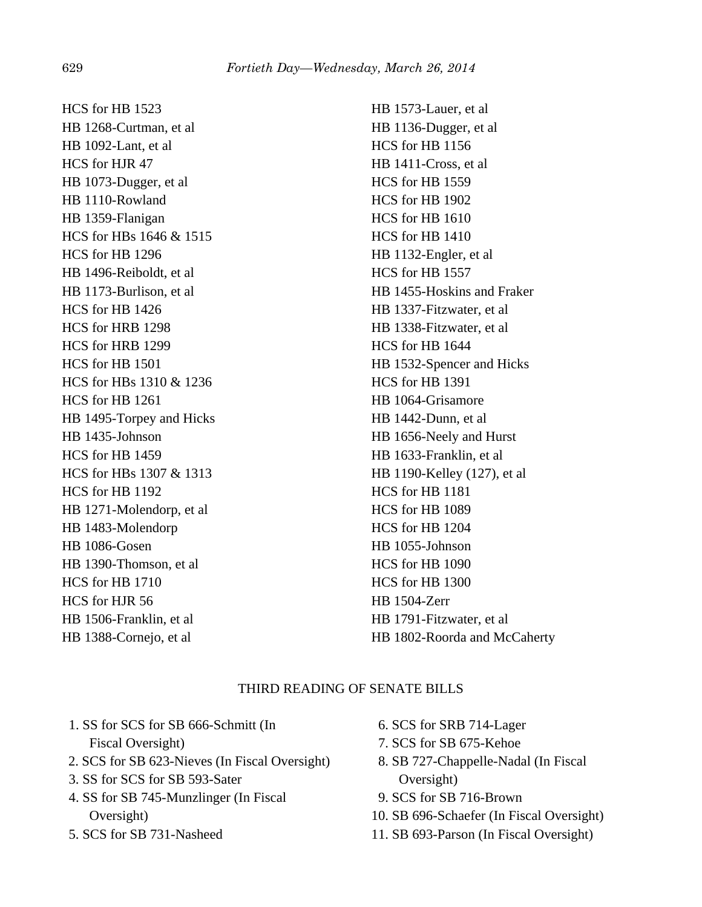HCS for HB 1523
HB 1268-Curtman, et al
HB 1092-Lant, et al
HCS for HJR 47
HB 1073-Dugger, et al
HB 1110-Rowland
HB 1359-Flanigan
HCS for HBs 1646 & 1515
HCS for HB 1296
HB 1496-Reiboldt, et al
HB 1173-Burlison, et al
HCS for HB 1426
HCS for HRB 1298
HCS for HRB 1299
HCS for HB 1501
HCS for HBs 1310 & 1236
HCS for HB 1261
HB 1495-Torpey and Hicks
HB 1435-Johnson
HCS for HB 1459
HCS for HBs 1307 & 1313
HCS for HB 1192
HB 1271-Molendorp, et al
HB 1483-Molendorp
HB 1086-Gosen
HB 1390-Thomson, et al
HCS for HB 1710
HCS for HJR 56
HB 1506-Franklin, et al
HB 1388-Cornejo, et al
HB 1573-Lauer, et al
HB 1136-Dugger, et al
HCS for HB 1156
HB 1411-Cross, et al
HCS for HB 1559
HCS for HB 1902
HCS for HB 1610
HCS for HB 1410
HB 1132-Engler, et al
HCS for HB 1557
HB 1455-Hoskins and Fraker
HB 1337-Fitzwater, et al
HB 1338-Fitzwater, et al
HCS for HB 1644
HB 1532-Spencer and Hicks
HCS for HB 1391
HB 1064-Grisamore
HB 1442-Dunn, et al
HB 1656-Neely and Hurst
HB 1633-Franklin, et al
HB 1190-Kelley (127), et al
HCS for HB 1181
HCS for HB 1089
HCS for HB 1204
HB 1055-Johnson
HCS for HB 1090
HCS for HB 1300
HB 1504-Zerr
HB 1791-Fitzwater, et al
HB 1802-Roorda and McCaherty

THIRD READING OF SENATE BILLS

1. SS for SCS for SB 666-Schmitt (In Fiscal Oversight)
2. SCS for SB 623-Nieves (In Fiscal Oversight)
3. SS for SCS for SB 593-Sater
4. SS for SB 745-Munzlinger (In Fiscal Oversight)
5. SCS for SB 731-Nasheed
6. SCS for SRB 714-Lager
7. SCS for SB 675-Kehoe
8. SB 727-Chappelle-Nadal (In Fiscal Oversight)
9. SCS for SB 716-Brown
10. SB 696-Schaefer (In Fiscal Oversight)
11. SB 693-Parson (In Fiscal Oversight)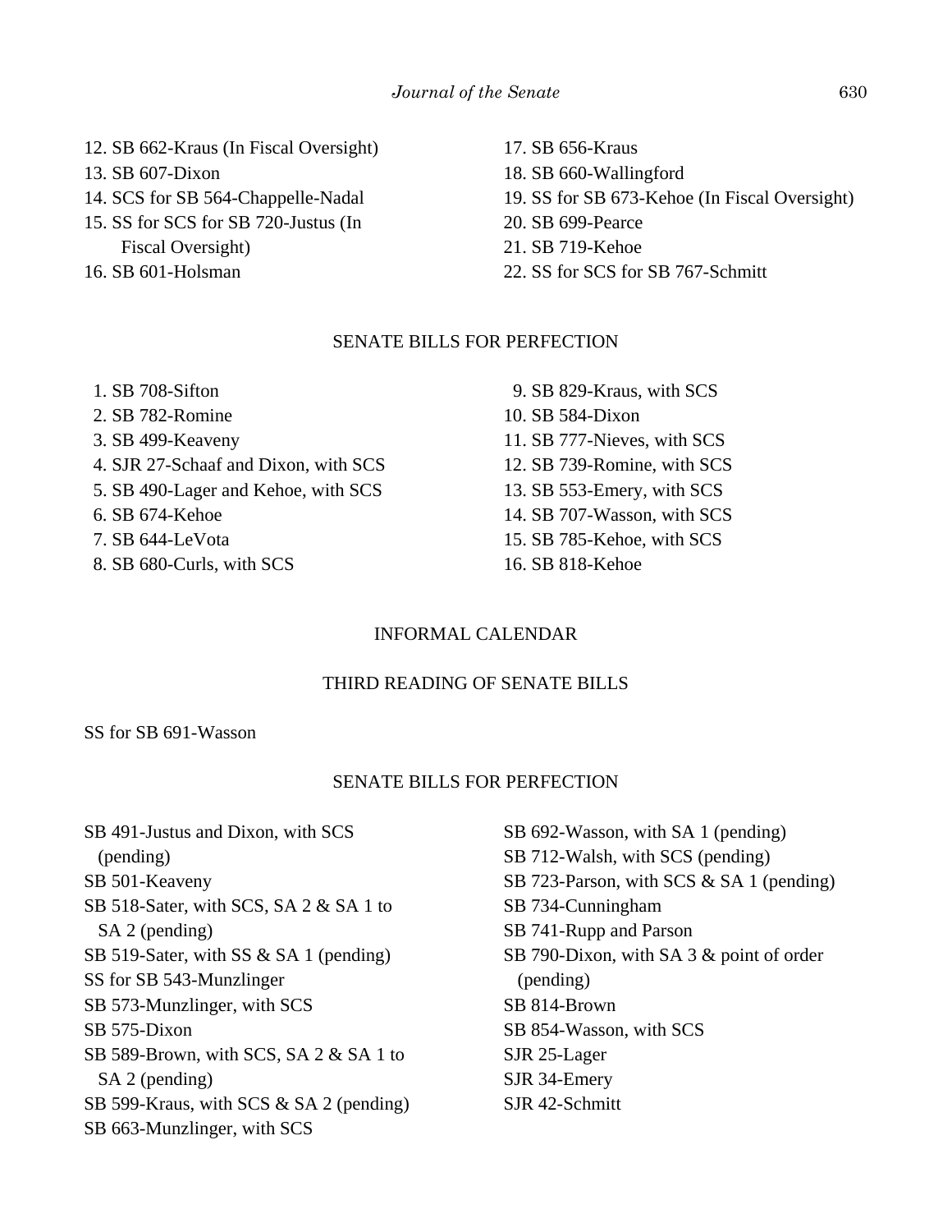12. SB 662-Kraus (In Fiscal Oversight)
13. SB 607-Dixon
14. SCS for SB 564-Chappelle-Nadal
15. SS for SCS for SB 720-Justus (In Fiscal Oversight)
16. SB 601-Holsman
17. SB 656-Kraus
18. SB 660-Wallingford
19. SS for SB 673-Kehoe (In Fiscal Oversight)
20. SB 699-Pearce
21. SB 719-Kehoe
22. SS for SCS for SB 767-Schmitt

## SENATE BILLS FOR PERFECTION

1. SB 708-Sifton
2. SB 782-Romine
3. SB 499-Keaveny
4. SJR 27-Schaaf and Dixon, with SCS
5. SB 490-Lager and Kehoe, with SCS
6. SB 674-Kehoe
7. SB 644-LeVota
8. SB 680-Curls, with SCS
9. SB 829-Kraus, with SCS
10. SB 584-Dixon
11. SB 777-Nieves, with SCS
12. SB 739-Romine, with SCS
13. SB 553-Emery, with SCS
14. SB 707-Wasson, with SCS
15. SB 785-Kehoe, with SCS
16. SB 818-Kehoe

## INFORMAL CALENDAR

## THIRD READING OF SENATE BILLS

SS for SB 691-Wasson

## SENATE BILLS FOR PERFECTION

SB 491-Justus and Dixon, with SCS (pending)
SB 501-Keaveny
SB 518-Sater, with SCS, SA 2 & SA 1 to SA 2 (pending)
SB 519-Sater, with SS & SA 1 (pending)
SS for SB 543-Munzlinger
SB 573-Munzlinger, with SCS
SB 575-Dixon
SB 589-Brown, with SCS, SA 2 & SA 1 to SA 2 (pending)
SB 599-Kraus, with SCS & SA 2 (pending)
SB 663-Munzlinger, with SCS
SB 692-Wasson, with SA 1 (pending)
SB 712-Walsh, with SCS (pending)
SB 723-Parson, with SCS & SA 1 (pending)
SB 734-Cunningham
SB 741-Rupp and Parson
SB 790-Dixon, with SA 3 & point of order (pending)
SB 814-Brown
SB 854-Wasson, with SCS
SJR 25-Lager
SJR 34-Emery
SJR 42-Schmitt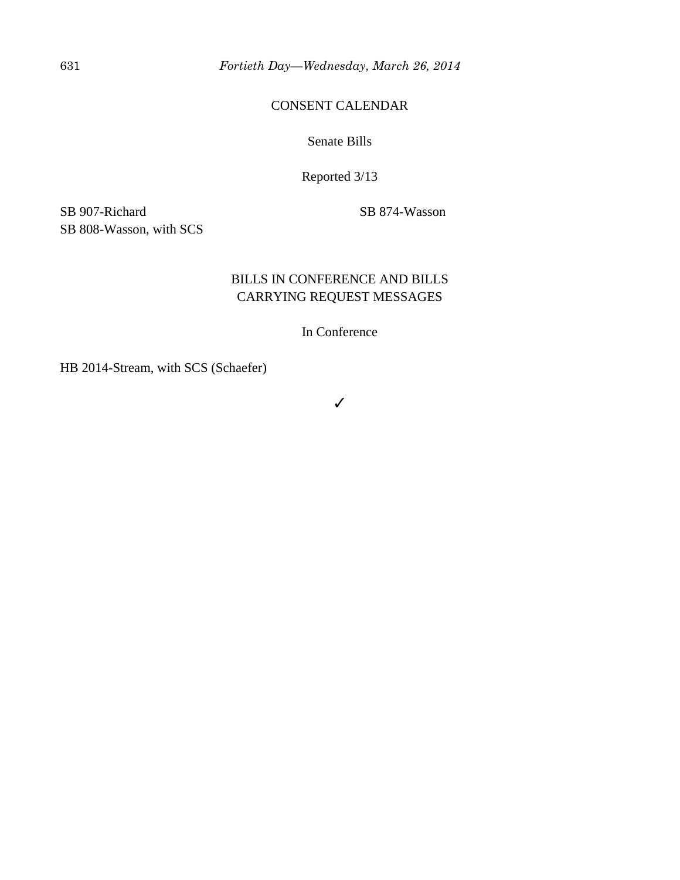## CONSENT CALENDAR

### Senate Bills

#### Reported 3/13

SB 907-Richard
SB 808-Wasson, with SCS
SB 874-Wasson

## BILLS IN CONFERENCE AND BILLS CARRYING REQUEST MESSAGES

### In Conference

HB 2014-Stream, with SCS (Schaefer)

✓